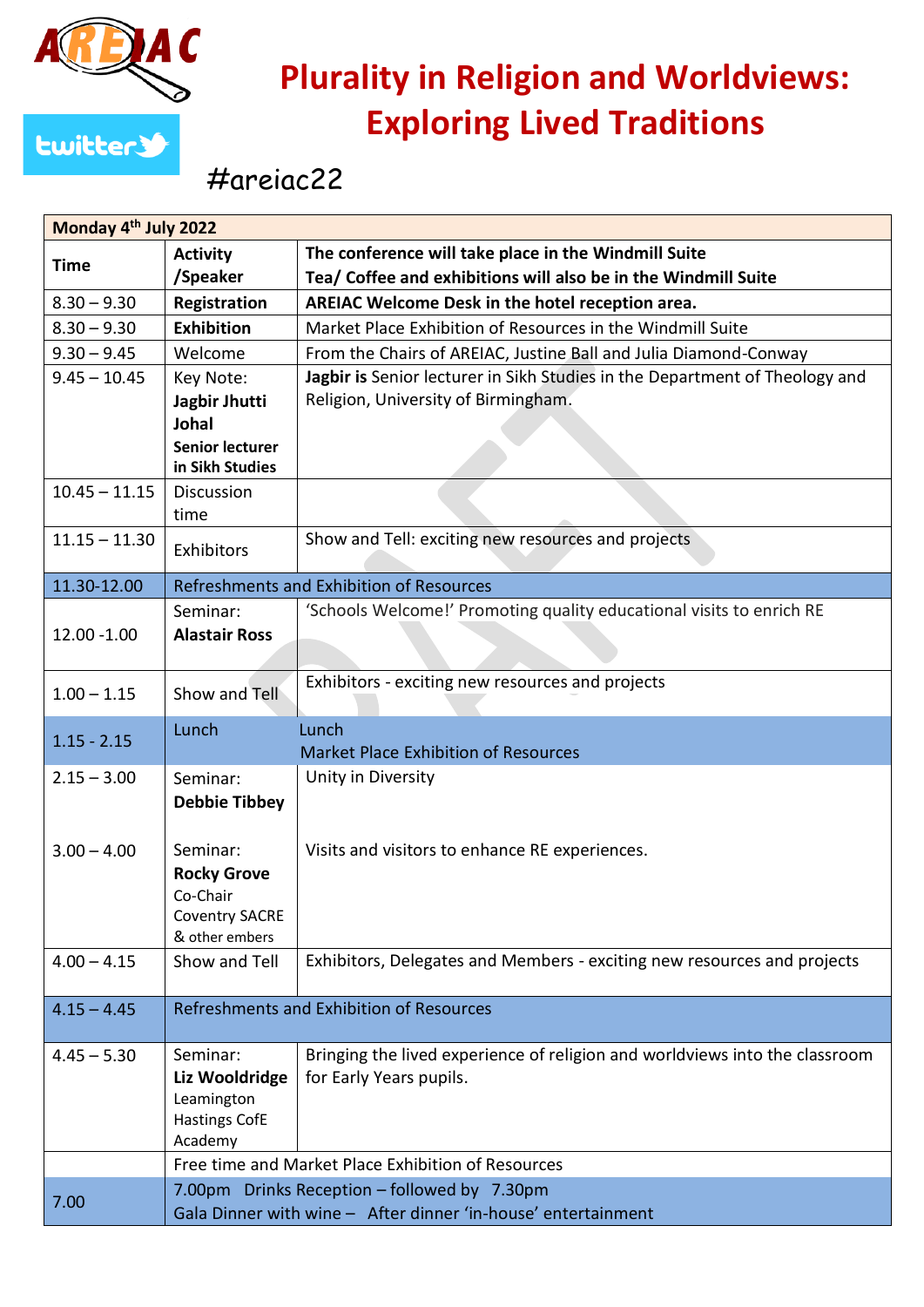# Plurality in Religion and Worldviews: Exploring Lived Traditions

#areiac22

| Monday 4th July 2022 | | |
|---|---|---|
| **Time** | **Activity /Speaker** | **The conference will take place in the Windmill Suite**<br>**Tea/ Coffee and exhibitions will also be in the Windmill Suite** |
| 8.30 – 9.30 | **Registration** | **AREIAC Welcome Desk in the hotel reception area.** |
| 8.30 – 9.30 | **Exhibition** | Market Place Exhibition of Resources in the Windmill Suite |
| 9.30 – 9.45 | Welcome | From the Chairs of AREIAC, Justine Ball and Julia Diamond-Conway |
| 9.45 – 10.45 | Key Note: **Jagbir Jhutti Johal** **Senior lecturer in Sikh Studies** | **Jagbir is** Senior lecturer in Sikh Studies in the Department of Theology and Religion, University of Birmingham. |
| 10.45 – 11.15 | Discussion time | |
| 11.15 – 11.30 | Exhibitors | Show and Tell: exciting new resources and projects |
| 11.30-12.00 | Refreshments and Exhibition of Resources | |
| 12.00 -1.00 | Seminar: **Alastair Ross** | 'Schools Welcome!' Promoting quality educational visits to enrich RE |
| 1.00 – 1.15 | Show and Tell | Exhibitors - exciting new resources and projects |
| 1.15 - 2.15 | Lunch | Lunch<br>Market Place Exhibition of Resources |
| 2.15 – 3.00 | Seminar: **Debbie Tibbey** | Unity in Diversity |
| 3.00 – 4.00 | Seminar: **Rocky Grove** Co-Chair Coventry SACRE & other embers | Visits and visitors to enhance RE experiences. |
| 4.00 – 4.15 | Show and Tell | Exhibitors, Delegates and Members - exciting new resources and projects |
| 4.15 – 4.45 | Refreshments and Exhibition of Resources | |
| 4.45 – 5.30 | Seminar: **Liz Wooldridge** Leamington Hastings CofE Academy | Bringing the lived experience of religion and worldviews into the classroom for Early Years pupils. |
| | Free time and Market Place Exhibition of Resources | |
| 7.00 | 7.00pm Drinks Reception – followed by 7.30pm<br>Gala Dinner with wine – After dinner 'in-house' entertainment | |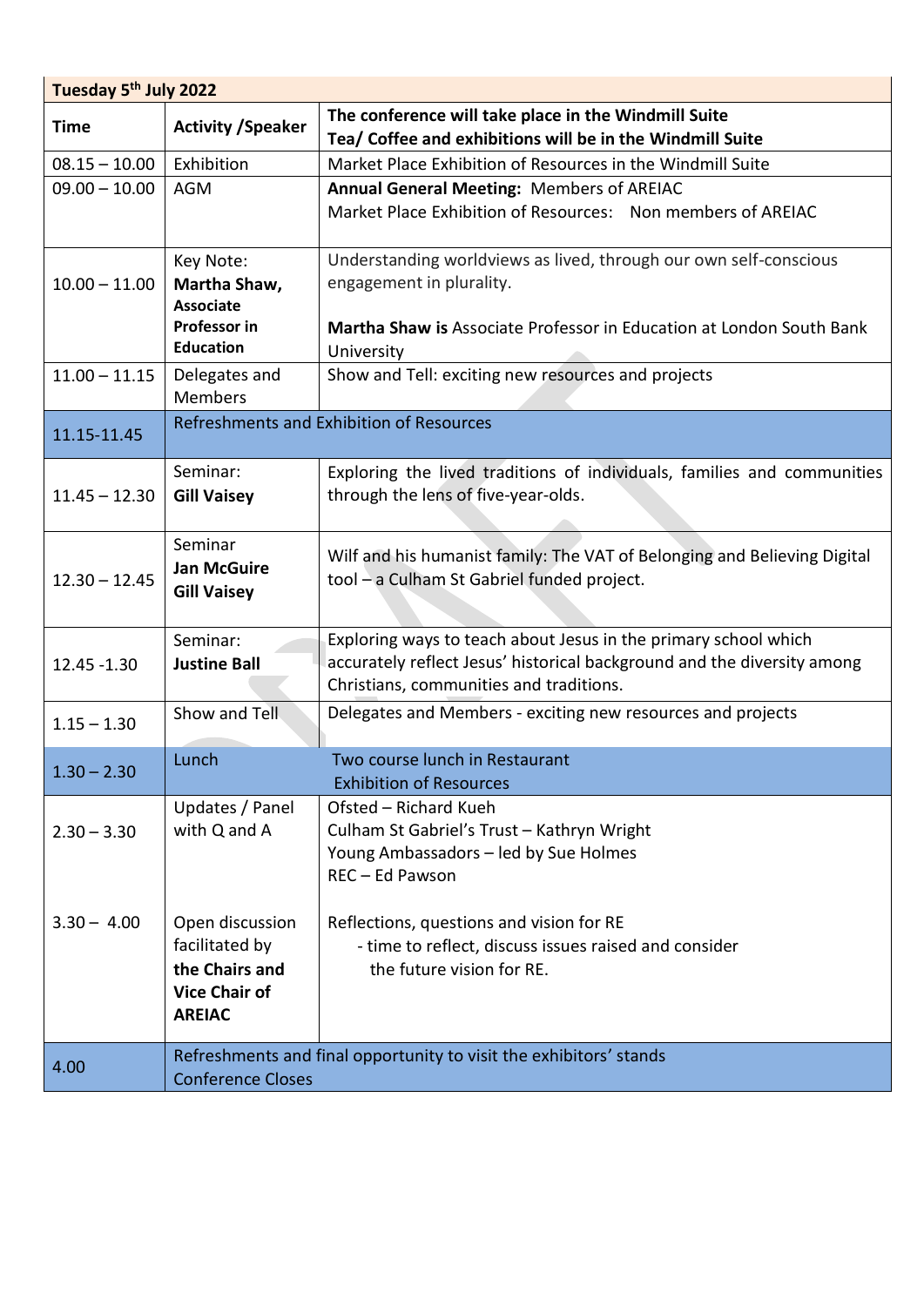| Tuesday 5th July 2022 | | |
|---|---|---|
| **Time** | **Activity /Speaker** | **The conference will take place in the Windmill Suite<br>Tea/ Coffee and exhibitions will be in the Windmill Suite** |
| 08.15 – 10.00 | Exhibition | Market Place Exhibition of Resources in the Windmill Suite |
| 09.00 – 10.00 | AGM | **Annual General Meeting:** Members of AREIAC<br>Market Place Exhibition of Resources: Non members of AREIAC |
| 10.00 – 11.00 | Key Note: **Martha Shaw, Associate Professor in Education** | Understanding worldviews as lived, through our own self-conscious engagement in plurality.<br><br>**Martha Shaw is** Associate Professor in Education at London South Bank University |
| 11.00 – 11.15 | Delegates and Members | Show and Tell: exciting new resources and projects |
| 11.15-11.45 | Refreshments and Exhibition of Resources | |
| 11.45 – 12.30 | Seminar: **Gill Vaisey** | Exploring the lived traditions of individuals, families and communities through the lens of five-year-olds. |
| 12.30 – 12.45 | Seminar **Jan McGuire Gill Vaisey** | Wilf and his humanist family: The VAT of Belonging and Believing Digital tool – a Culham St Gabriel funded project. |
| 12.45 -1.30 | Seminar: **Justine Ball** | Exploring ways to teach about Jesus in the primary school which accurately reflect Jesus' historical background and the diversity among Christians, communities and traditions. |
| 1.15 – 1.30 | Show and Tell | Delegates and Members - exciting new resources and projects |
| 1.30 – 2.30 | Lunch | Two course lunch in Restaurant<br>Exhibition of Resources |
| 2.30 – 3.30 | Updates / Panel with Q and A | Ofsted – Richard Kueh<br>Culham St Gabriel's Trust – Kathryn Wright<br>Young Ambassadors – led by Sue Holmes<br>REC – Ed Pawson |
| 3.30 – 4.00 | Open discussion facilitated by **the Chairs and Vice Chair of AREIAC** | Reflections, questions and vision for RE<br>- time to reflect, discuss issues raised and consider the future vision for RE. |
| 4.00 | Refreshments and final opportunity to visit the exhibitors' stands<br>Conference Closes | |